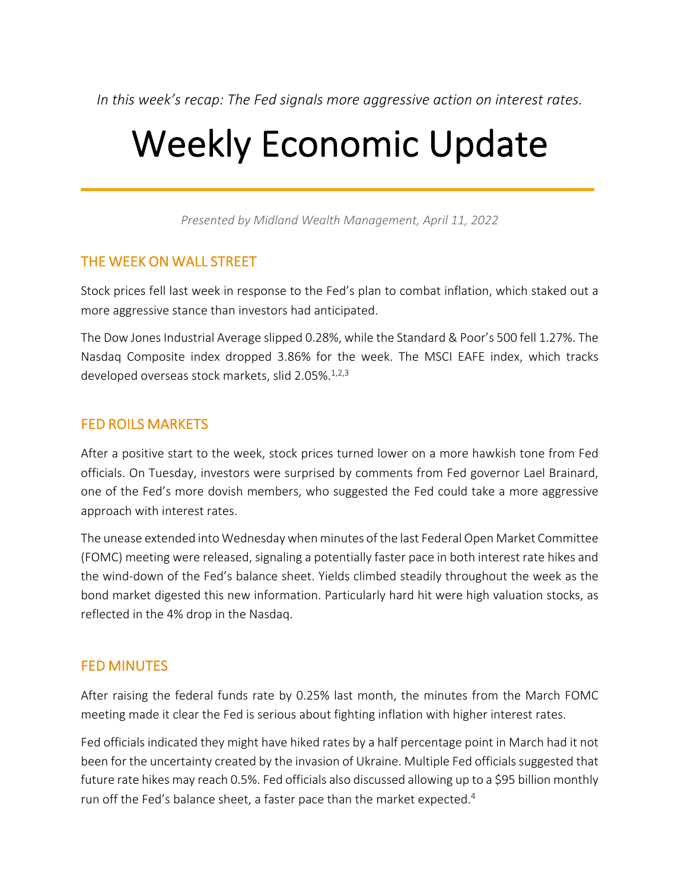*In this week's recap: The Fed signals more aggressive action on interest rates.*

# Weekly Economic Update

*Presented by Midland Wealth Management, April 11, 2022*

## THE WEEK ON WALL STREET

Stock prices fell last week in response to the Fed's plan to combat inflation, which staked out a more aggressive stance than investors had anticipated.

The Dow Jones Industrial Average slipped 0.28%, while the Standard & Poor's 500 fell 1.27%. The Nasdaq Composite index dropped 3.86% for the week. The MSCI EAFE index, which tracks developed overseas stock markets, slid 2.05%.[1,2,3]

## FED ROILS MARKETS

After a positive start to the week, stock prices turned lower on a more hawkish tone from Fed officials. On Tuesday, investors were surprised by comments from Fed governor Lael Brainard, one of the Fed's more dovish members, who suggested the Fed could take a more aggressive approach with interest rates.

The unease extended into Wednesday when minutes of the last Federal Open Market Committee (FOMC) meeting were released, signaling a potentially faster pace in both interest rate hikes and the wind-down of the Fed's balance sheet. Yields climbed steadily throughout the week as the bond market digested this new information. Particularly hard hit were high valuation stocks, as reflected in the 4% drop in the Nasdaq.

## FED MINUTES

After raising the federal funds rate by 0.25% last month, the minutes from the March FOMC meeting made it clear the Fed is serious about fighting inflation with higher interest rates.

Fed officials indicated they might have hiked rates by a half percentage point in March had it not been for the uncertainty created by the invasion of Ukraine. Multiple Fed officials suggested that future rate hikes may reach 0.5%. Fed officials also discussed allowing up to a $95 billion monthly run off the Fed's balance sheet, a faster pace than the market expected.[4]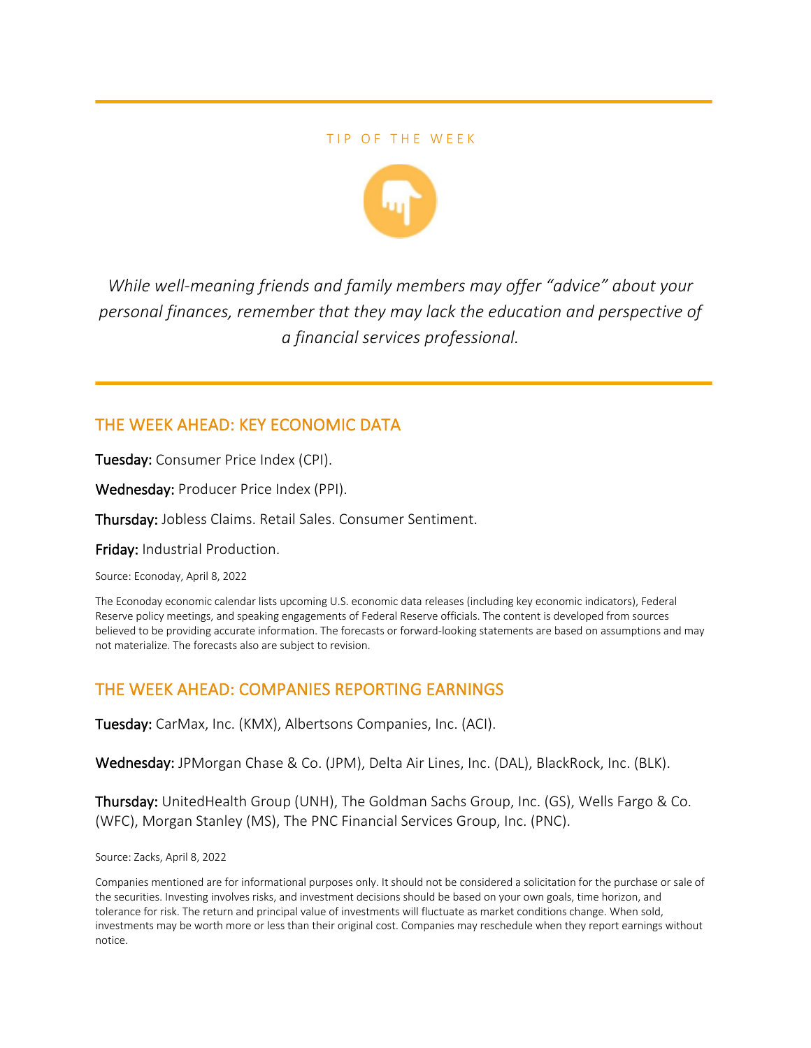TIP OF THE WEEK

*While well-meaning friends and family members may offer "advice" about your personal finances, remember that they may lack the education and perspective of a financial services professional.*

## THE WEEK AHEAD: KEY ECONOMIC DATA

**Tuesday:** Consumer Price Index (CPI).

**Wednesday:** Producer Price Index (PPI).

**Thursday:** Jobless Claims. Retail Sales. Consumer Sentiment.

**Friday:** Industrial Production.

Source: Econoday, April 8, 2022

The Econoday economic calendar lists upcoming U.S. economic data releases (including key economic indicators), Federal Reserve policy meetings, and speaking engagements of Federal Reserve officials. The content is developed from sources believed to be providing accurate information. The forecasts or forward-looking statements are based on assumptions and may not materialize. The forecasts also are subject to revision.

## THE WEEK AHEAD: COMPANIES REPORTING EARNINGS

**Tuesday:** CarMax, Inc. (KMX), Albertsons Companies, Inc. (ACI).

**Wednesday:** JPMorgan Chase & Co. (JPM), Delta Air Lines, Inc. (DAL), BlackRock, Inc. (BLK).

**Thursday:** UnitedHealth Group (UNH), The Goldman Sachs Group, Inc. (GS), Wells Fargo & Co. (WFC), Morgan Stanley (MS), The PNC Financial Services Group, Inc. (PNC).

Source: Zacks, April 8, 2022

Companies mentioned are for informational purposes only. It should not be considered a solicitation for the purchase or sale of the securities. Investing involves risks, and investment decisions should be based on your own goals, time horizon, and tolerance for risk. The return and principal value of investments will fluctuate as market conditions change. When sold, investments may be worth more or less than their original cost. Companies may reschedule when they report earnings without notice.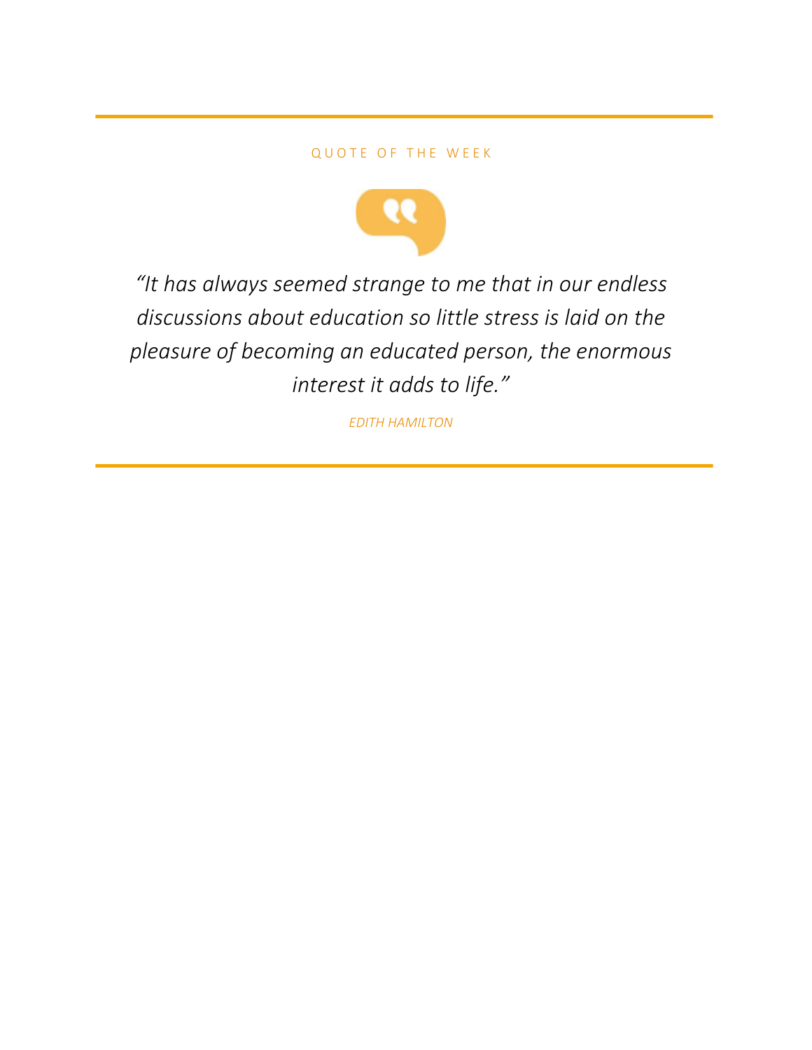---

QUOTE OF THE WEEK

*"It has always seemed strange to me that in our endless discussions about education so little stress is laid on the pleasure of becoming an educated person, the enormous interest it adds to life."*

*EDITH HAMILTON*

---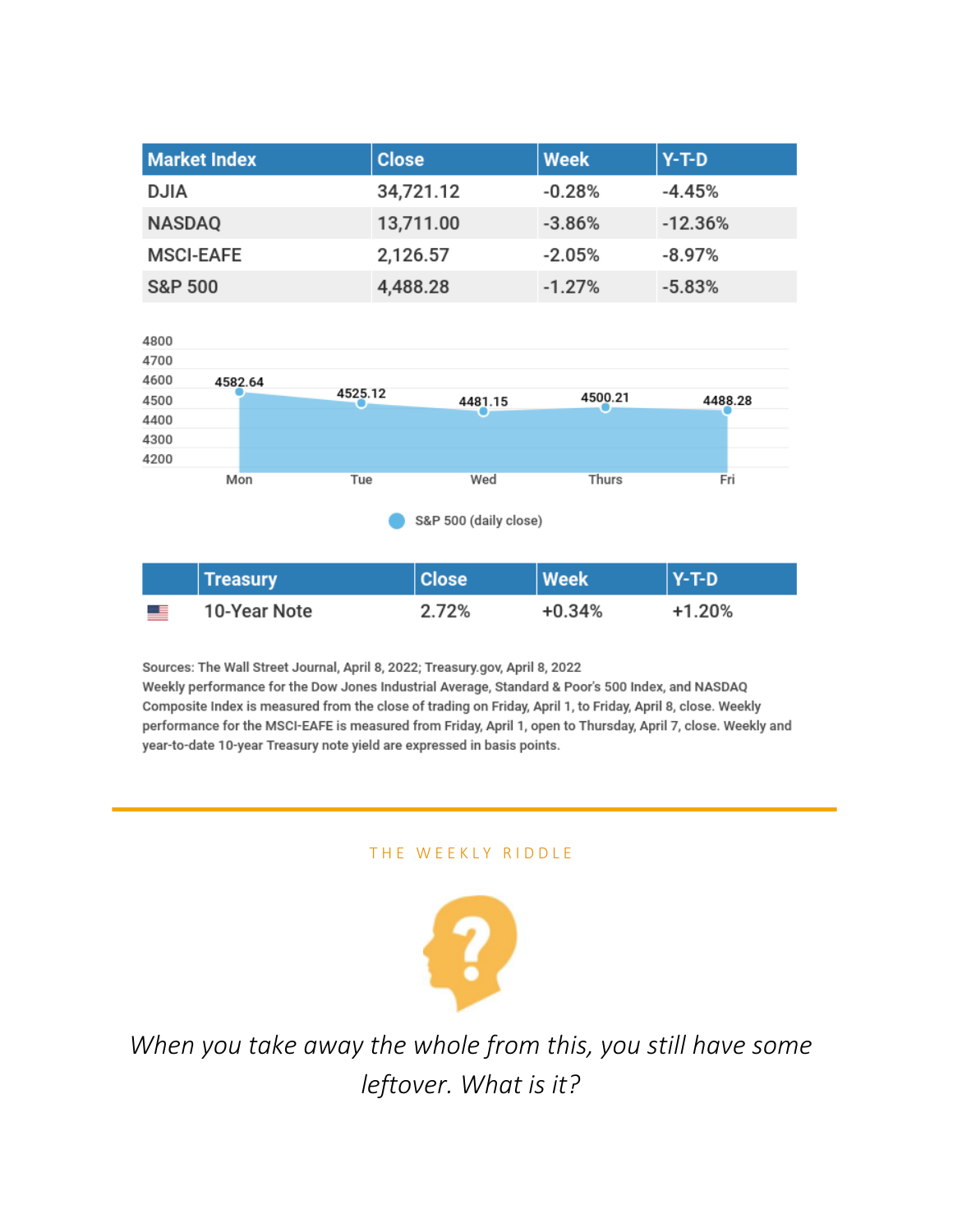| Market Index | Close | Week | Y-T-D |
|---|---|---|---|
| DJIA | 34,721.12 | -0.28% | -4.45% |
| NASDAQ | 13,711.00 | -3.86% | -12.36% |
| MSCI-EAFE | 2,126.57 | -2.05% | -8.97% |
| S&P 500 | 4,488.28 | -1.27% | -5.83% |

| Day | S&P 500 (daily close) |
|---|---|
| Mon | 4582.64 |
| Tue | 4525.12 |
| Wed | 4481.15 |
| Thurs | 4500.21 |
| Fri | 4488.28 |

| | Treasury | Close | Week | Y-T-D |
|---|---|---|---|---|
| | 10-Year Note | 2.72% | +0.34% | +1.20% |

Sources: The Wall Street Journal, April 8, 2022; Treasury.gov, April 8, 2022
Weekly performance for the Dow Jones Industrial Average, Standard & Poor's 500 Index, and NASDAQ Composite Index is measured from the close of trading on Friday, April 1, to Friday, April 8, close. Weekly performance for the MSCI-EAFE is measured from Friday, April 1, open to Thursday, April 7, close. Weekly and year-to-date 10-year Treasury note yield are expressed in basis points.

---

## THE WEEKLY RIDDLE

*When you take away the whole from this, you still have some leftover. What is it?*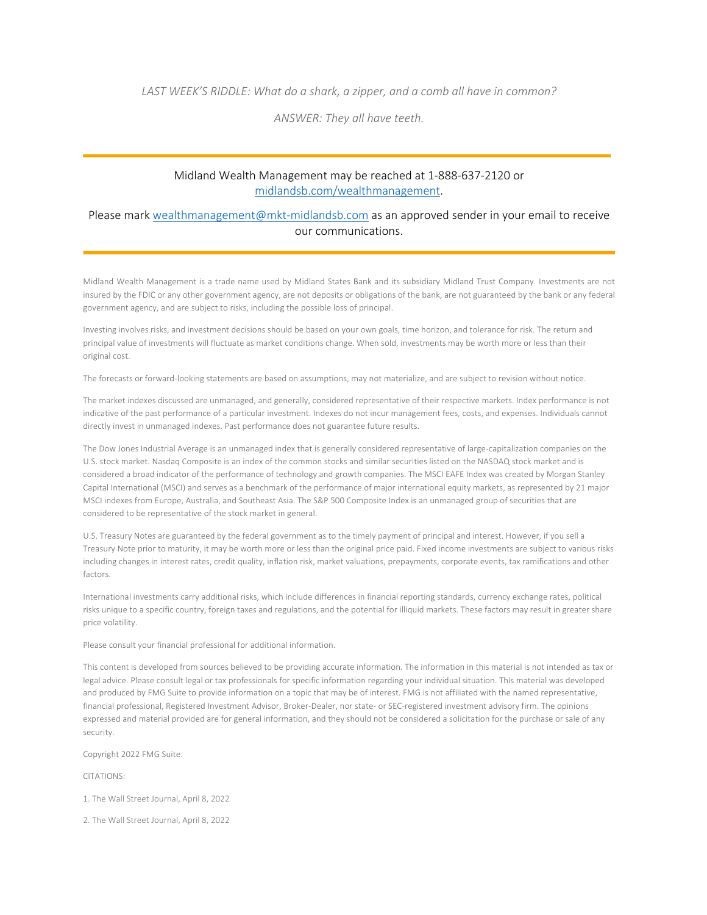*LAST WEEK'S RIDDLE: What do a shark, a zipper, and a comb all have in common?*

*ANSWER: They all have teeth.*

---

Midland Wealth Management may be reached at 1-888-637-2120 or [midlandsb.com/wealthmanagement](midlandsb.com/wealthmanagement).

Please mark [wealthmanagement@mkt-midlandsb.com](mailto:wealthmanagement@mkt-midlandsb.com) as an approved sender in your email to receive our communications.

---

Midland Wealth Management is a trade name used by Midland States Bank and its subsidiary Midland Trust Company. Investments are not insured by the FDIC or any other government agency, are not deposits or obligations of the bank, are not guaranteed by the bank or any federal government agency, and are subject to risks, including the possible loss of principal.

Investing involves risks, and investment decisions should be based on your own goals, time horizon, and tolerance for risk. The return and principal value of investments will fluctuate as market conditions change. When sold, investments may be worth more or less than their original cost.

The forecasts or forward-looking statements are based on assumptions, may not materialize, and are subject to revision without notice.

The market indexes discussed are unmanaged, and generally, considered representative of their respective markets. Index performance is not indicative of the past performance of a particular investment. Indexes do not incur management fees, costs, and expenses. Individuals cannot directly invest in unmanaged indexes. Past performance does not guarantee future results.

The Dow Jones Industrial Average is an unmanaged index that is generally considered representative of large-capitalization companies on the U.S. stock market. Nasdaq Composite is an index of the common stocks and similar securities listed on the NASDAQ stock market and is considered a broad indicator of the performance of technology and growth companies. The MSCI EAFE Index was created by Morgan Stanley Capital International (MSCI) and serves as a benchmark of the performance of major international equity markets, as represented by 21 major MSCI indexes from Europe, Australia, and Southeast Asia. The S&P 500 Composite Index is an unmanaged group of securities that are considered to be representative of the stock market in general.

U.S. Treasury Notes are guaranteed by the federal government as to the timely payment of principal and interest. However, if you sell a Treasury Note prior to maturity, it may be worth more or less than the original price paid. Fixed income investments are subject to various risks including changes in interest rates, credit quality, inflation risk, market valuations, prepayments, corporate events, tax ramifications and other factors.

International investments carry additional risks, which include differences in financial reporting standards, currency exchange rates, political risks unique to a specific country, foreign taxes and regulations, and the potential for illiquid markets. These factors may result in greater share price volatility.

Please consult your financial professional for additional information.

This content is developed from sources believed to be providing accurate information. The information in this material is not intended as tax or legal advice. Please consult legal or tax professionals for specific information regarding your individual situation. This material was developed and produced by FMG Suite to provide information on a topic that may be of interest. FMG is not affiliated with the named representative, financial professional, Registered Investment Advisor, Broker-Dealer, nor state- or SEC-registered investment advisory firm. The opinions expressed and material provided are for general information, and they should not be considered a solicitation for the purchase or sale of any security.

Copyright 2022 FMG Suite.

CITATIONS:

1. The Wall Street Journal, April 8, 2022

2. The Wall Street Journal, April 8, 2022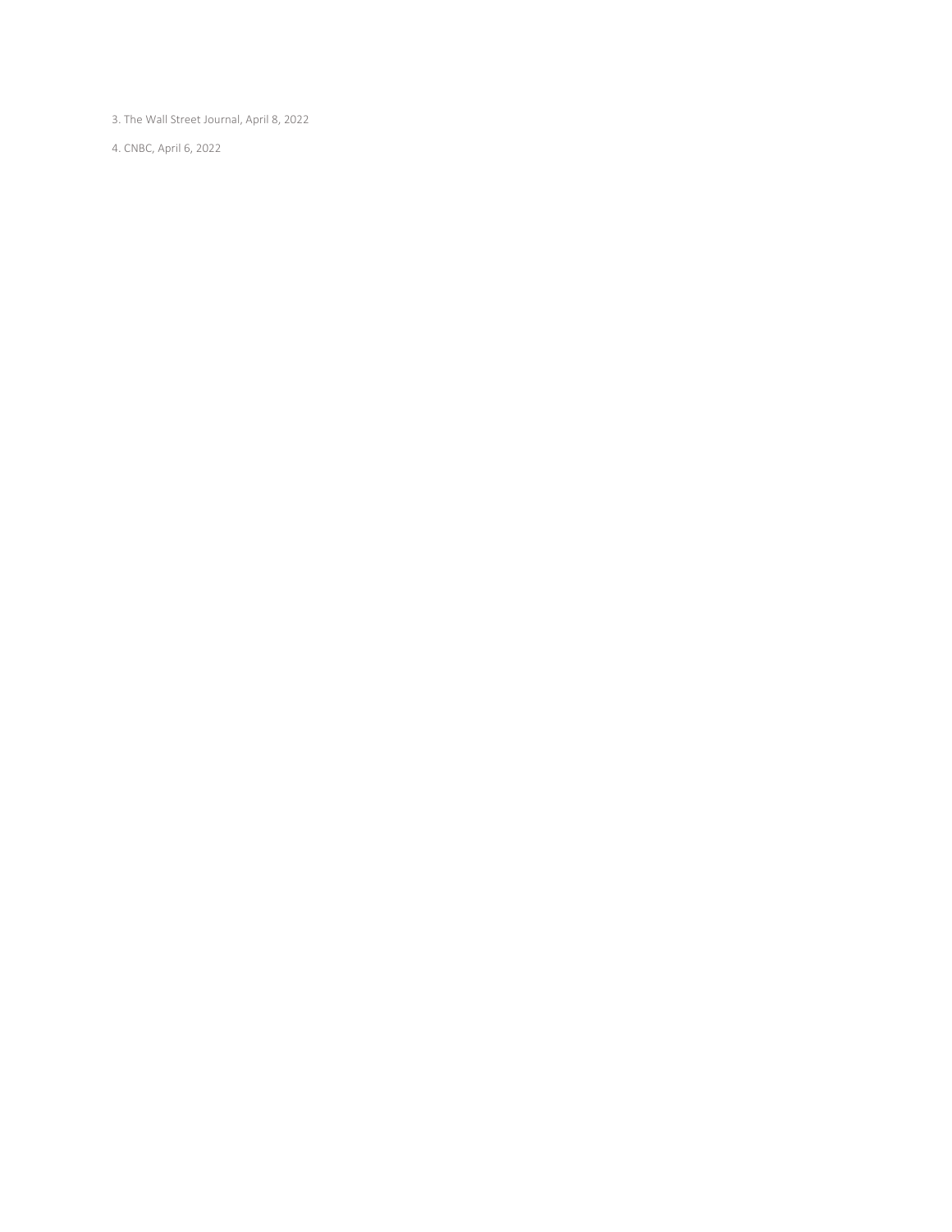3. The Wall Street Journal, April 8, 2022

4. CNBC, April 6, 2022